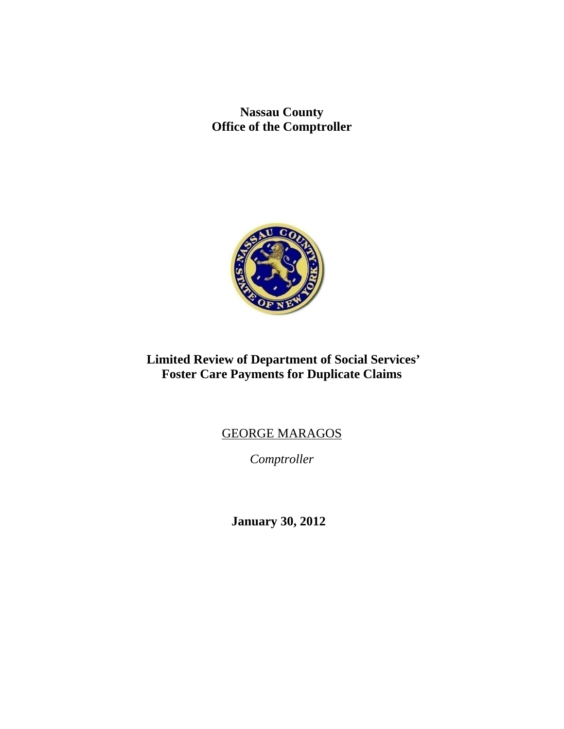**Nassau County**
**Office of the Comptroller**

# Limited Review of Department of Social Services' Foster Care Payments for Duplicate Claims

GEORGE MARAGOS

*Comptroller*

**January 30, 2012**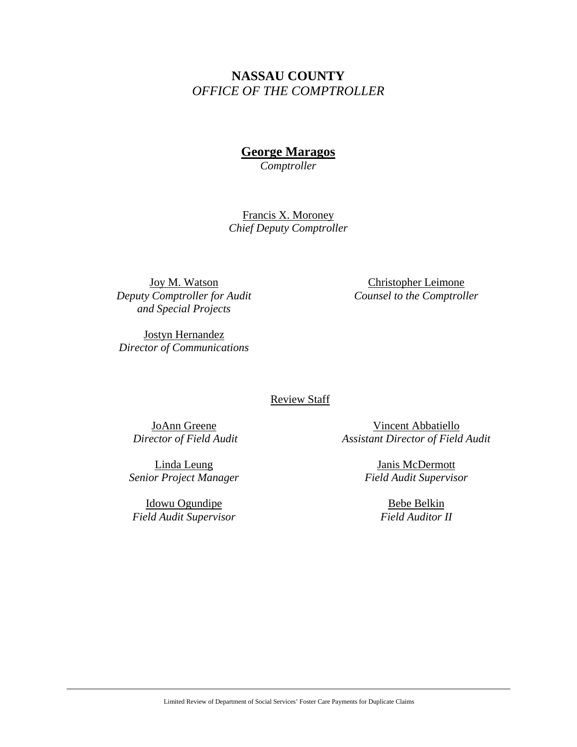**NASSAU COUNTY**
*OFFICE OF THE COMPTROLLER*

**George Maragos**
*Comptroller*

Francis X. Moroney
*Chief Deputy Comptroller*

Joy M. Watson
*Deputy Comptroller for Audit and Special Projects*

Christopher Leimone
*Counsel to the Comptroller*

Jostyn Hernandez
*Director of Communications*

Review Staff

JoAnn Greene
*Director of Field Audit*

Vincent Abbatiello
*Assistant Director of Field Audit*

Linda Leung
*Senior Project Manager*

Janis McDermott
*Field Audit Supervisor*

Idowu Ogundipe
*Field Audit Supervisor*

Bebe Belkin
*Field Auditor II*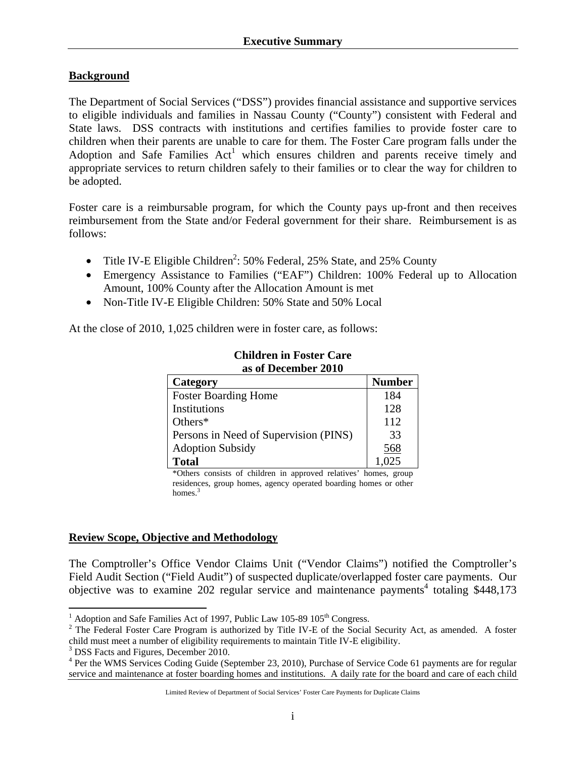# Executive Summary

## Background

The Department of Social Services ("DSS") provides financial assistance and supportive services to eligible individuals and families in Nassau County ("County") consistent with Federal and State laws. DSS contracts with institutions and certifies families to provide foster care to children when their parents are unable to care for them. The Foster Care program falls under the Adoption and Safe Families Act[1] which ensures children and parents receive timely and appropriate services to return children safely to their families or to clear the way for children to be adopted.

Foster care is a reimbursable program, for which the County pays up-front and then receives reimbursement from the State and/or Federal government for their share. Reimbursement is as follows:

- Title IV-E Eligible Children[2]: 50% Federal, 25% State, and 25% County
- Emergency Assistance to Families ("EAF") Children: 100% Federal up to Allocation Amount, 100% County after the Allocation Amount is met
- Non-Title IV-E Eligible Children: 50% State and 50% Local

At the close of 2010, 1,025 children were in foster care, as follows:

**Children in Foster Care as of December 2010**

| Category | Number |
|---|---|
| Foster Boarding Home | 184 |
| Institutions | 128 |
| Others* | 112 |
| Persons in Need of Supervision (PINS) | 33 |
| Adoption Subsidy | 568 |
| **Total** | 1,025 |

*Others consists of children in approved relatives' homes, group residences, group homes, agency operated boarding homes or other homes.[3]

## Review Scope, Objective and Methodology

The Comptroller's Office Vendor Claims Unit ("Vendor Claims") notified the Comptroller's Field Audit Section ("Field Audit") of suspected duplicate/overlapped foster care payments. Our objective was to examine 202 regular service and maintenance payments[4] totaling $448,173

---

[1] Adoption and Safe Families Act of 1997, Public Law 105-89 105th Congress.

[2] The Federal Foster Care Program is authorized by Title IV-E of the Social Security Act, as amended. A foster child must meet a number of eligibility requirements to maintain Title IV-E eligibility.

[3] DSS Facts and Figures, December 2010.

[4] Per the WMS Services Coding Guide (September 23, 2010), Purchase of Service Code 61 payments are for regular service and maintenance at foster boarding homes and institutions. A daily rate for the board and care of each child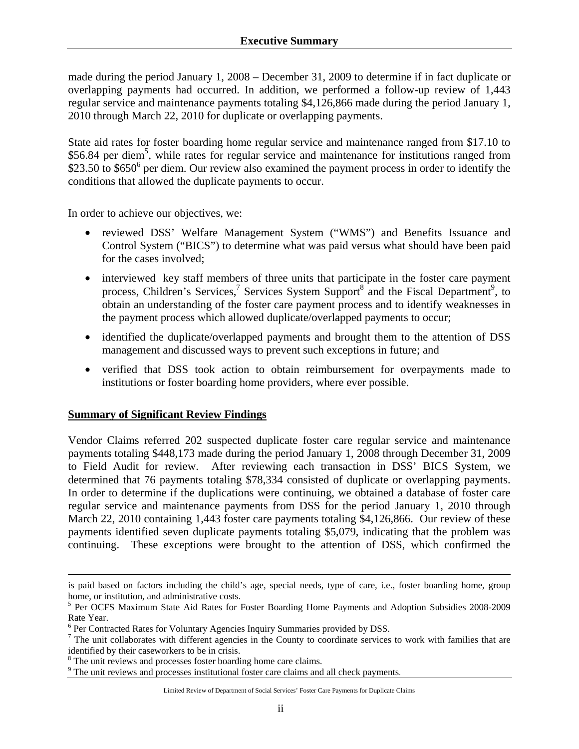made during the period January 1, 2008 – December 31, 2009 to determine if in fact duplicate or overlapping payments had occurred. In addition, we performed a follow-up review of 1,443 regular service and maintenance payments totaling $4,126,866 made during the period January 1, 2010 through March 22, 2010 for duplicate or overlapping payments.

State aid rates for foster boarding home regular service and maintenance ranged from $17.10 to $56.84 per diem[5], while rates for regular service and maintenance for institutions ranged from $23.50 to $650[6] per diem. Our review also examined the payment process in order to identify the conditions that allowed the duplicate payments to occur.

In order to achieve our objectives, we:

- reviewed DSS' Welfare Management System ("WMS") and Benefits Issuance and Control System ("BICS") to determine what was paid versus what should have been paid for the cases involved;
- interviewed key staff members of three units that participate in the foster care payment process, Children's Services,[7] Services System Support[8] and the Fiscal Department[9], to obtain an understanding of the foster care payment process and to identify weaknesses in the payment process which allowed duplicate/overlapped payments to occur;
- identified the duplicate/overlapped payments and brought them to the attention of DSS management and discussed ways to prevent such exceptions in future; and
- verified that DSS took action to obtain reimbursement for overpayments made to institutions or foster boarding home providers, where ever possible.

**Summary of Significant Review Findings**

Vendor Claims referred 202 suspected duplicate foster care regular service and maintenance payments totaling $448,173 made during the period January 1, 2008 through December 31, 2009 to Field Audit for review. After reviewing each transaction in DSS' BICS System, we determined that 76 payments totaling $78,334 consisted of duplicate or overlapping payments. In order to determine if the duplications were continuing, we obtained a database of foster care regular service and maintenance payments from DSS for the period January 1, 2010 through March 22, 2010 containing 1,443 foster care payments totaling $4,126,866. Our review of these payments identified seven duplicate payments totaling $5,079, indicating that the problem was continuing. These exceptions were brought to the attention of DSS, which confirmed the

---

is paid based on factors including the child's age, special needs, type of care, i.e., foster boarding home, group home, or institution, and administrative costs.

[5] Per OCFS Maximum State Aid Rates for Foster Boarding Home Payments and Adoption Subsidies 2008-2009 Rate Year.

[6] Per Contracted Rates for Voluntary Agencies Inquiry Summaries provided by DSS.

[7] The unit collaborates with different agencies in the County to coordinate services to work with families that are identified by their caseworkers to be in crisis.

[8] The unit reviews and processes foster boarding home care claims.

[9] The unit reviews and processes institutional foster care claims and all check payments.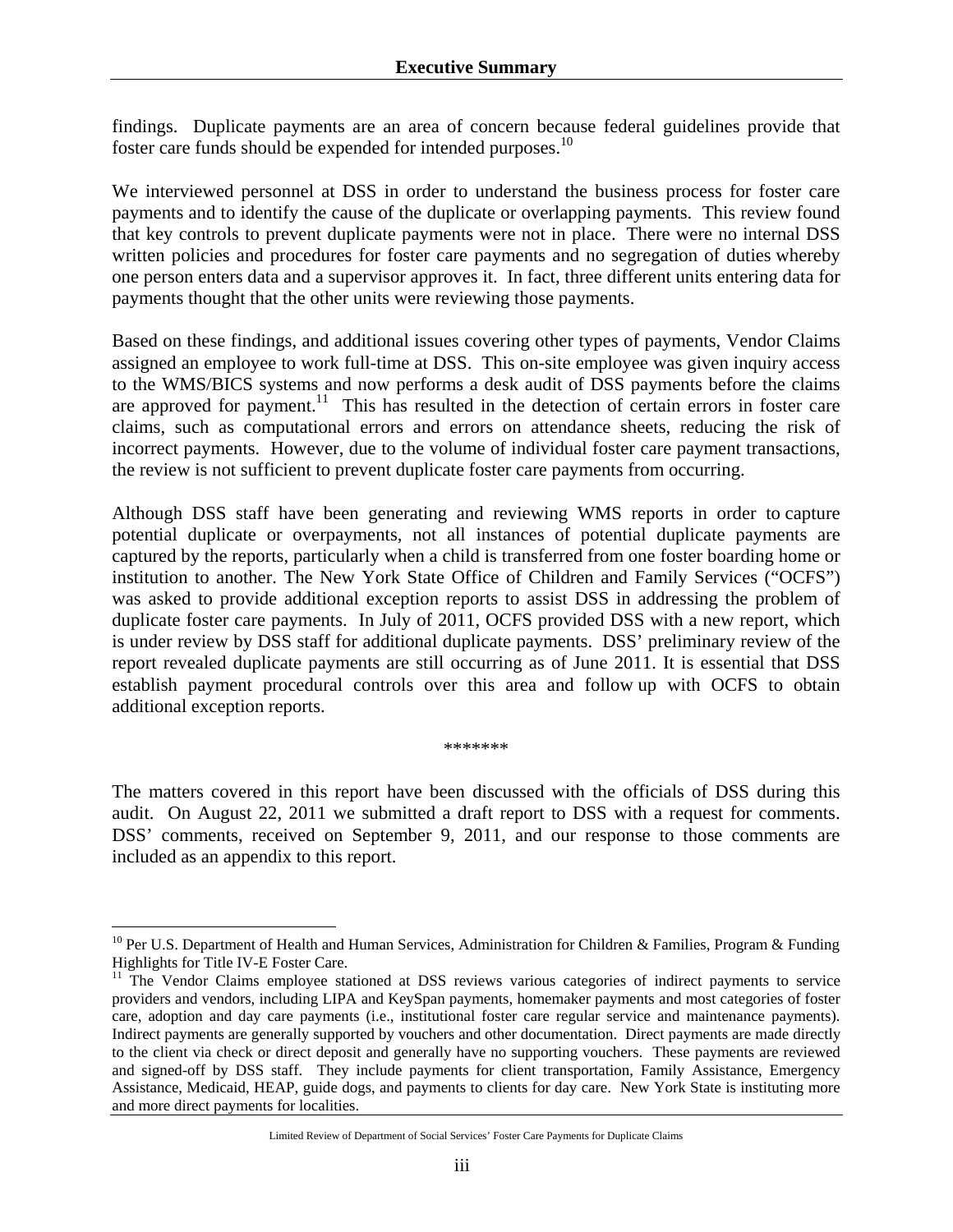findings. Duplicate payments are an area of concern because federal guidelines provide that foster care funds should be expended for intended purposes.[10]

We interviewed personnel at DSS in order to understand the business process for foster care payments and to identify the cause of the duplicate or overlapping payments. This review found that key controls to prevent duplicate payments were not in place. There were no internal DSS written policies and procedures for foster care payments and no segregation of duties whereby one person enters data and a supervisor approves it. In fact, three different units entering data for payments thought that the other units were reviewing those payments.

Based on these findings, and additional issues covering other types of payments, Vendor Claims assigned an employee to work full-time at DSS. This on-site employee was given inquiry access to the WMS/BICS systems and now performs a desk audit of DSS payments before the claims are approved for payment.[11] This has resulted in the detection of certain errors in foster care claims, such as computational errors and errors on attendance sheets, reducing the risk of incorrect payments. However, due to the volume of individual foster care payment transactions, the review is not sufficient to prevent duplicate foster care payments from occurring.

Although DSS staff have been generating and reviewing WMS reports in order to capture potential duplicate or overpayments, not all instances of potential duplicate payments are captured by the reports, particularly when a child is transferred from one foster boarding home or institution to another. The New York State Office of Children and Family Services ("OCFS") was asked to provide additional exception reports to assist DSS in addressing the problem of duplicate foster care payments. In July of 2011, OCFS provided DSS with a new report, which is under review by DSS staff for additional duplicate payments. DSS' preliminary review of the report revealed duplicate payments are still occurring as of June 2011. It is essential that DSS establish payment procedural controls over this area and follow up with OCFS to obtain additional exception reports.

*******

The matters covered in this report have been discussed with the officials of DSS during this audit. On August 22, 2011 we submitted a draft report to DSS with a request for comments. DSS' comments, received on September 9, 2011, and our response to those comments are included as an appendix to this report.

---

[10] Per U.S. Department of Health and Human Services, Administration for Children & Families, Program & Funding Highlights for Title IV-E Foster Care.

[11] The Vendor Claims employee stationed at DSS reviews various categories of indirect payments to service providers and vendors, including LIPA and KeySpan payments, homemaker payments and most categories of foster care, adoption and day care payments (i.e., institutional foster care regular service and maintenance payments). Indirect payments are generally supported by vouchers and other documentation. Direct payments are made directly to the client via check or direct deposit and generally have no supporting vouchers. These payments are reviewed and signed-off by DSS staff. They include payments for client transportation, Family Assistance, Emergency Assistance, Medicaid, HEAP, guide dogs, and payments to clients for day care. New York State is instituting more and more direct payments for localities.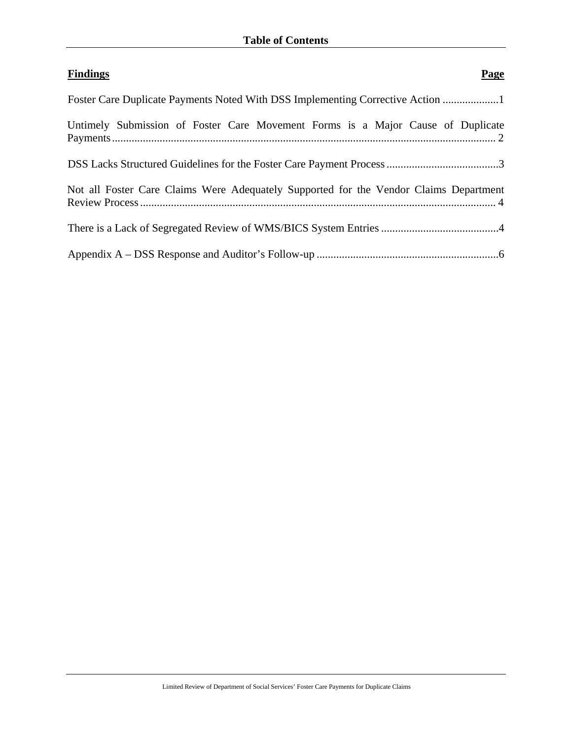# Table of Contents

| **Findings** | **Page** |
| --- | --- |
| Foster Care Duplicate Payments Noted With DSS Implementing Corrective Action | 1 |
| Untimely Submission of Foster Care Movement Forms is a Major Cause of Duplicate Payments | 2 |
| DSS Lacks Structured Guidelines for the Foster Care Payment Process | 3 |
| Not all Foster Care Claims Were Adequately Supported for the Vendor Claims Department Review Process | 4 |
| There is a Lack of Segregated Review of WMS/BICS System Entries | 4 |
| Appendix A – DSS Response and Auditor's Follow-up | 6 |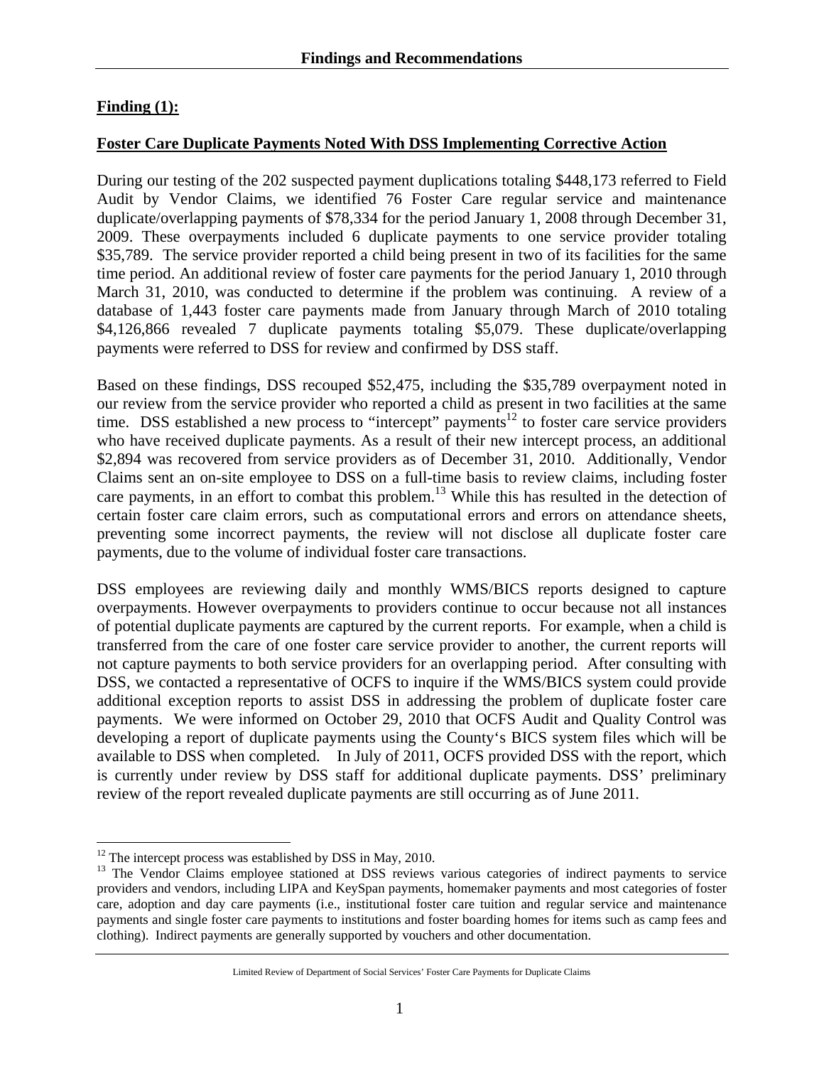## Findings and Recommendations

**Finding (1):**

**Foster Care Duplicate Payments Noted With DSS Implementing Corrective Action**

During our testing of the 202 suspected payment duplications totaling $448,173 referred to Field Audit by Vendor Claims, we identified 76 Foster Care regular service and maintenance duplicate/overlapping payments of $78,334 for the period January 1, 2008 through December 31, 2009. These overpayments included 6 duplicate payments to one service provider totaling $35,789. The service provider reported a child being present in two of its facilities for the same time period. An additional review of foster care payments for the period January 1, 2010 through March 31, 2010, was conducted to determine if the problem was continuing. A review of a database of 1,443 foster care payments made from January through March of 2010 totaling $4,126,866 revealed 7 duplicate payments totaling $5,079. These duplicate/overlapping payments were referred to DSS for review and confirmed by DSS staff.

Based on these findings, DSS recouped $52,475, including the $35,789 overpayment noted in our review from the service provider who reported a child as present in two facilities at the same time. DSS established a new process to "intercept" payments[12] to foster care service providers who have received duplicate payments. As a result of their new intercept process, an additional $2,894 was recovered from service providers as of December 31, 2010. Additionally, Vendor Claims sent an on-site employee to DSS on a full-time basis to review claims, including foster care payments, in an effort to combat this problem.[13] While this has resulted in the detection of certain foster care claim errors, such as computational errors and errors on attendance sheets, preventing some incorrect payments, the review will not disclose all duplicate foster care payments, due to the volume of individual foster care transactions.

DSS employees are reviewing daily and monthly WMS/BICS reports designed to capture overpayments. However overpayments to providers continue to occur because not all instances of potential duplicate payments are captured by the current reports. For example, when a child is transferred from the care of one foster care service provider to another, the current reports will not capture payments to both service providers for an overlapping period. After consulting with DSS, we contacted a representative of OCFS to inquire if the WMS/BICS system could provide additional exception reports to assist DSS in addressing the problem of duplicate foster care payments. We were informed on October 29, 2010 that OCFS Audit and Quality Control was developing a report of duplicate payments using the County's BICS system files which will be available to DSS when completed. In July of 2011, OCFS provided DSS with the report, which is currently under review by DSS staff for additional duplicate payments. DSS' preliminary review of the report revealed duplicate payments are still occurring as of June 2011.

---

[12] The intercept process was established by DSS in May, 2010.

[13] The Vendor Claims employee stationed at DSS reviews various categories of indirect payments to service providers and vendors, including LIPA and KeySpan payments, homemaker payments and most categories of foster care, adoption and day care payments (i.e., institutional foster care tuition and regular service and maintenance payments and single foster care payments to institutions and foster boarding homes for items such as camp fees and clothing). Indirect payments are generally supported by vouchers and other documentation.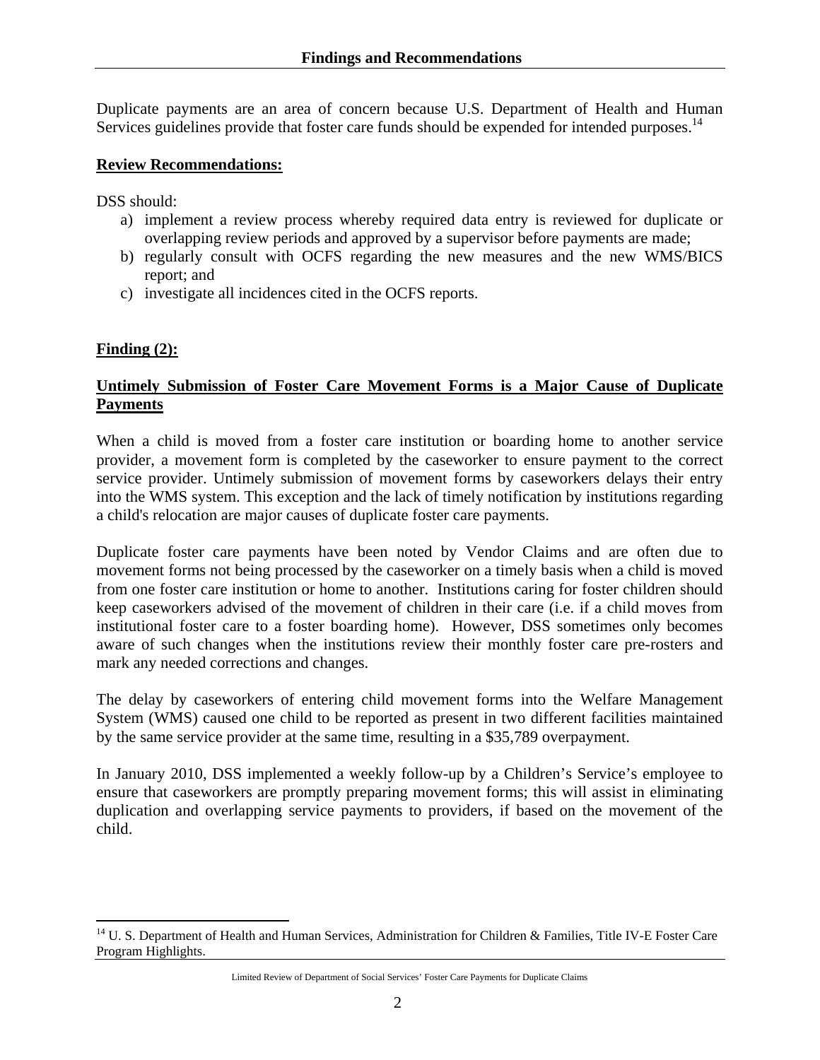Duplicate payments are an area of concern because U.S. Department of Health and Human Services guidelines provide that foster care funds should be expended for intended purposes.[14]

**Review Recommendations:**

DSS should:

a) implement a review process whereby required data entry is reviewed for duplicate or overlapping review periods and approved by a supervisor before payments are made;
b) regularly consult with OCFS regarding the new measures and the new WMS/BICS report; and
c) investigate all incidences cited in the OCFS reports.

**Finding (2):**

**Untimely Submission of Foster Care Movement Forms is a Major Cause of Duplicate Payments**

When a child is moved from a foster care institution or boarding home to another service provider, a movement form is completed by the caseworker to ensure payment to the correct service provider. Untimely submission of movement forms by caseworkers delays their entry into the WMS system. This exception and the lack of timely notification by institutions regarding a child's relocation are major causes of duplicate foster care payments.

Duplicate foster care payments have been noted by Vendor Claims and are often due to movement forms not being processed by the caseworker on a timely basis when a child is moved from one foster care institution or home to another. Institutions caring for foster children should keep caseworkers advised of the movement of children in their care (i.e. if a child moves from institutional foster care to a foster boarding home). However, DSS sometimes only becomes aware of such changes when the institutions review their monthly foster care pre-rosters and mark any needed corrections and changes.

The delay by caseworkers of entering child movement forms into the Welfare Management System (WMS) caused one child to be reported as present in two different facilities maintained by the same service provider at the same time, resulting in a $35,789 overpayment.

In January 2010, DSS implemented a weekly follow-up by a Children's Service's employee to ensure that caseworkers are promptly preparing movement forms; this will assist in eliminating duplication and overlapping service payments to providers, if based on the movement of the child.

[14] U. S. Department of Health and Human Services, Administration for Children & Families, Title IV-E Foster Care Program Highlights.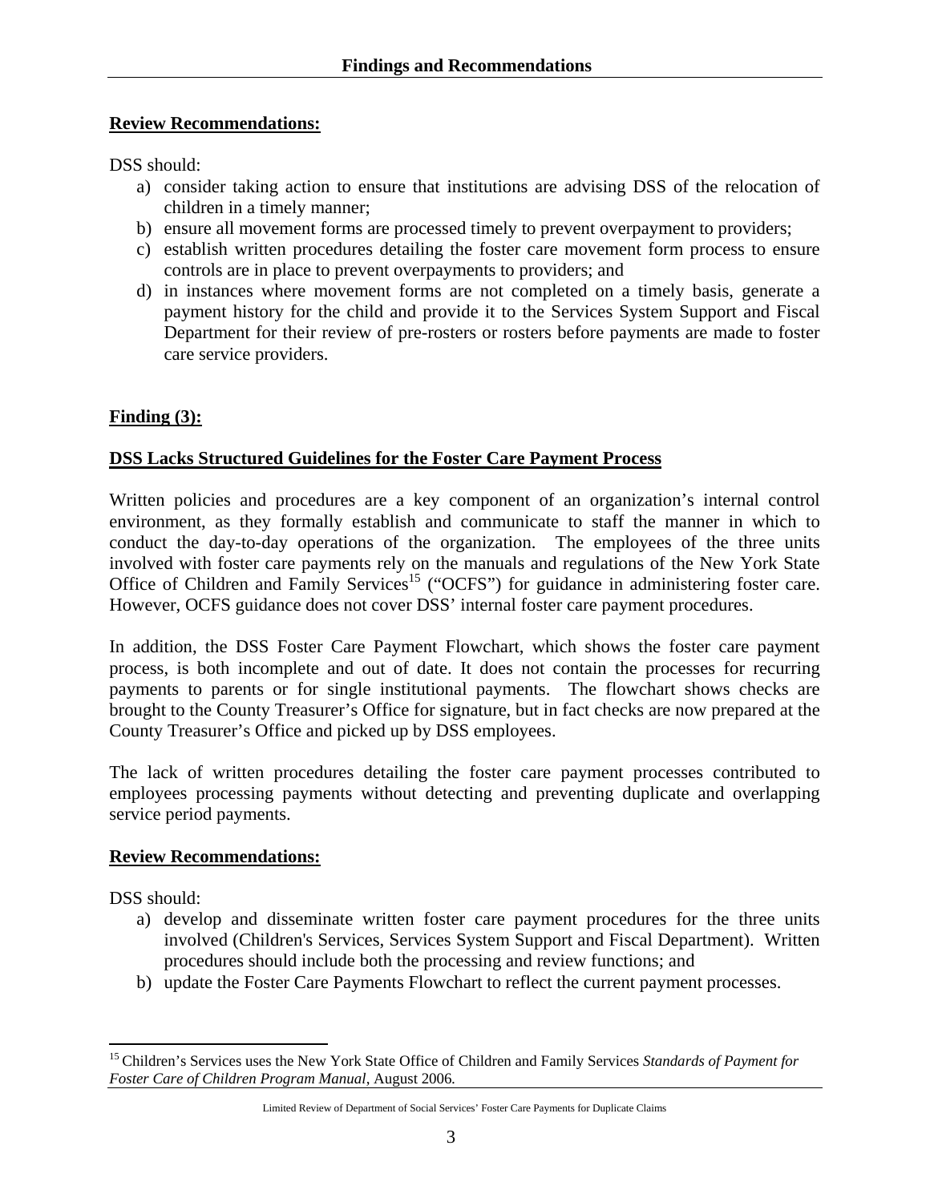**Review Recommendations:**

DSS should:

a) consider taking action to ensure that institutions are advising DSS of the relocation of children in a timely manner;
b) ensure all movement forms are processed timely to prevent overpayment to providers;
c) establish written procedures detailing the foster care movement form process to ensure controls are in place to prevent overpayments to providers; and
d) in instances where movement forms are not completed on a timely basis, generate a payment history for the child and provide it to the Services System Support and Fiscal Department for their review of pre-rosters or rosters before payments are made to foster care service providers.

**Finding (3):**

**DSS Lacks Structured Guidelines for the Foster Care Payment Process**

Written policies and procedures are a key component of an organization's internal control environment, as they formally establish and communicate to staff the manner in which to conduct the day-to-day operations of the organization. The employees of the three units involved with foster care payments rely on the manuals and regulations of the New York State Office of Children and Family Services[15] ("OCFS") for guidance in administering foster care. However, OCFS guidance does not cover DSS' internal foster care payment procedures.

In addition, the DSS Foster Care Payment Flowchart, which shows the foster care payment process, is both incomplete and out of date. It does not contain the processes for recurring payments to parents or for single institutional payments. The flowchart shows checks are brought to the County Treasurer's Office for signature, but in fact checks are now prepared at the County Treasurer's Office and picked up by DSS employees.

The lack of written procedures detailing the foster care payment processes contributed to employees processing payments without detecting and preventing duplicate and overlapping service period payments.

**Review Recommendations:**

DSS should:

a) develop and disseminate written foster care payment procedures for the three units involved (Children's Services, Services System Support and Fiscal Department). Written procedures should include both the processing and review functions; and
b) update the Foster Care Payments Flowchart to reflect the current payment processes.

[15] Children's Services uses the New York State Office of Children and Family Services *Standards of Payment for Foster Care of Children Program Manual*, August 2006.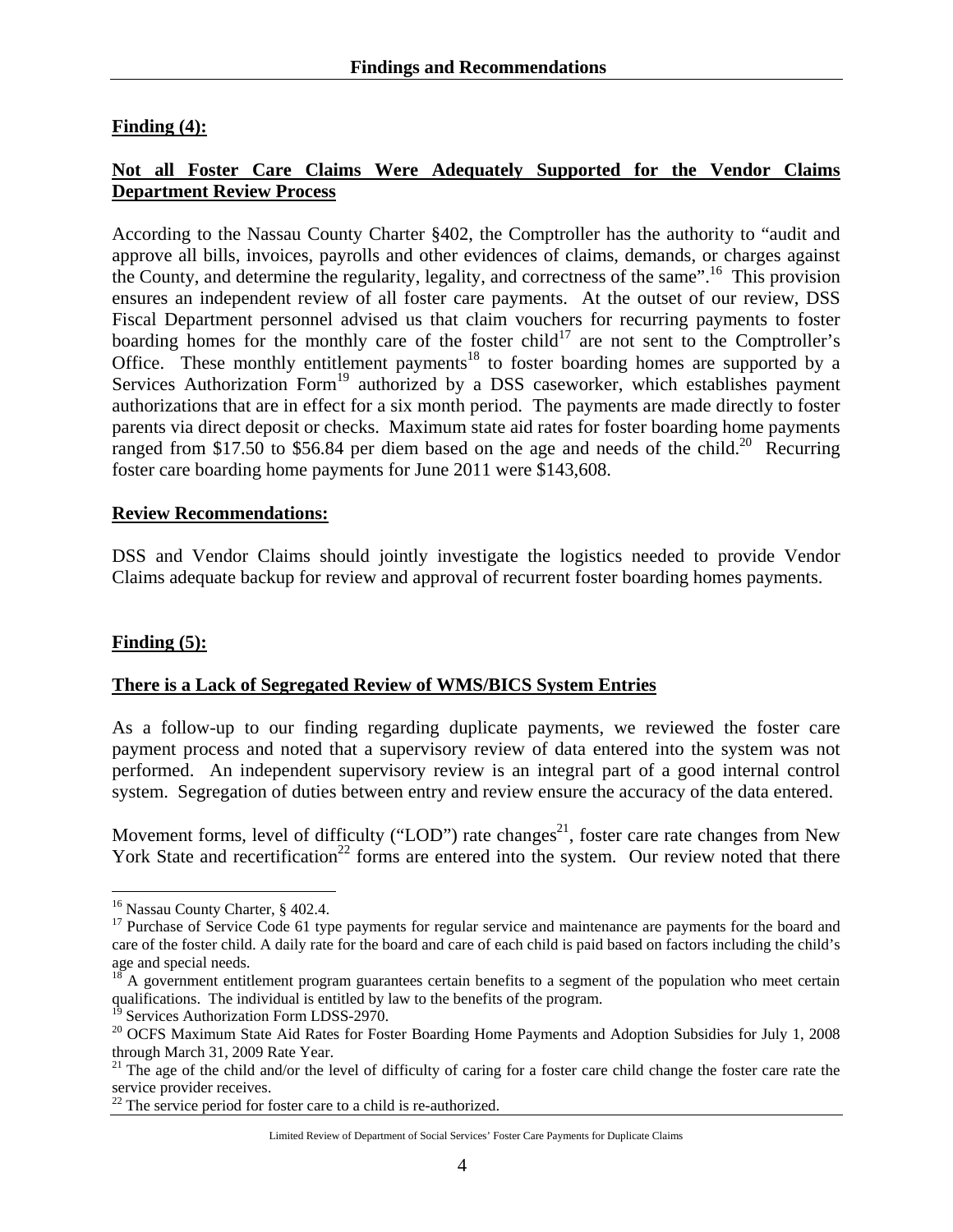**Finding (4):**

**Not all Foster Care Claims Were Adequately Supported for the Vendor Claims Department Review Process**

According to the Nassau County Charter §402, the Comptroller has the authority to "audit and approve all bills, invoices, payrolls and other evidences of claims, demands, or charges against the County, and determine the regularity, legality, and correctness of the same".[16] This provision ensures an independent review of all foster care payments. At the outset of our review, DSS Fiscal Department personnel advised us that claim vouchers for recurring payments to foster boarding homes for the monthly care of the foster child[17] are not sent to the Comptroller's Office. These monthly entitlement payments[18] to foster boarding homes are supported by a Services Authorization Form[19] authorized by a DSS caseworker, which establishes payment authorizations that are in effect for a six month period. The payments are made directly to foster parents via direct deposit or checks. Maximum state aid rates for foster boarding home payments ranged from \$17.50 to \$56.84 per diem based on the age and needs of the child.[20] Recurring foster care boarding home payments for June 2011 were \$143,608.

**Review Recommendations:**

DSS and Vendor Claims should jointly investigate the logistics needed to provide Vendor Claims adequate backup for review and approval of recurrent foster boarding homes payments.

**Finding (5):**

**There is a Lack of Segregated Review of WMS/BICS System Entries**

As a follow-up to our finding regarding duplicate payments, we reviewed the foster care payment process and noted that a supervisory review of data entered into the system was not performed. An independent supervisory review is an integral part of a good internal control system. Segregation of duties between entry and review ensure the accuracy of the data entered.

Movement forms, level of difficulty ("LOD") rate changes[21], foster care rate changes from New York State and recertification[22] forms are entered into the system. Our review noted that there

---

[16] Nassau County Charter, § 402.4.

[17] Purchase of Service Code 61 type payments for regular service and maintenance are payments for the board and care of the foster child. A daily rate for the board and care of each child is paid based on factors including the child's age and special needs.

[18] A government entitlement program guarantees certain benefits to a segment of the population who meet certain qualifications. The individual is entitled by law to the benefits of the program.

[19] Services Authorization Form LDSS-2970.

[20] OCFS Maximum State Aid Rates for Foster Boarding Home Payments and Adoption Subsidies for July 1, 2008 through March 31, 2009 Rate Year.

[21] The age of the child and/or the level of difficulty of caring for a foster care child change the foster care rate the service provider receives.

[22] The service period for foster care to a child is re-authorized.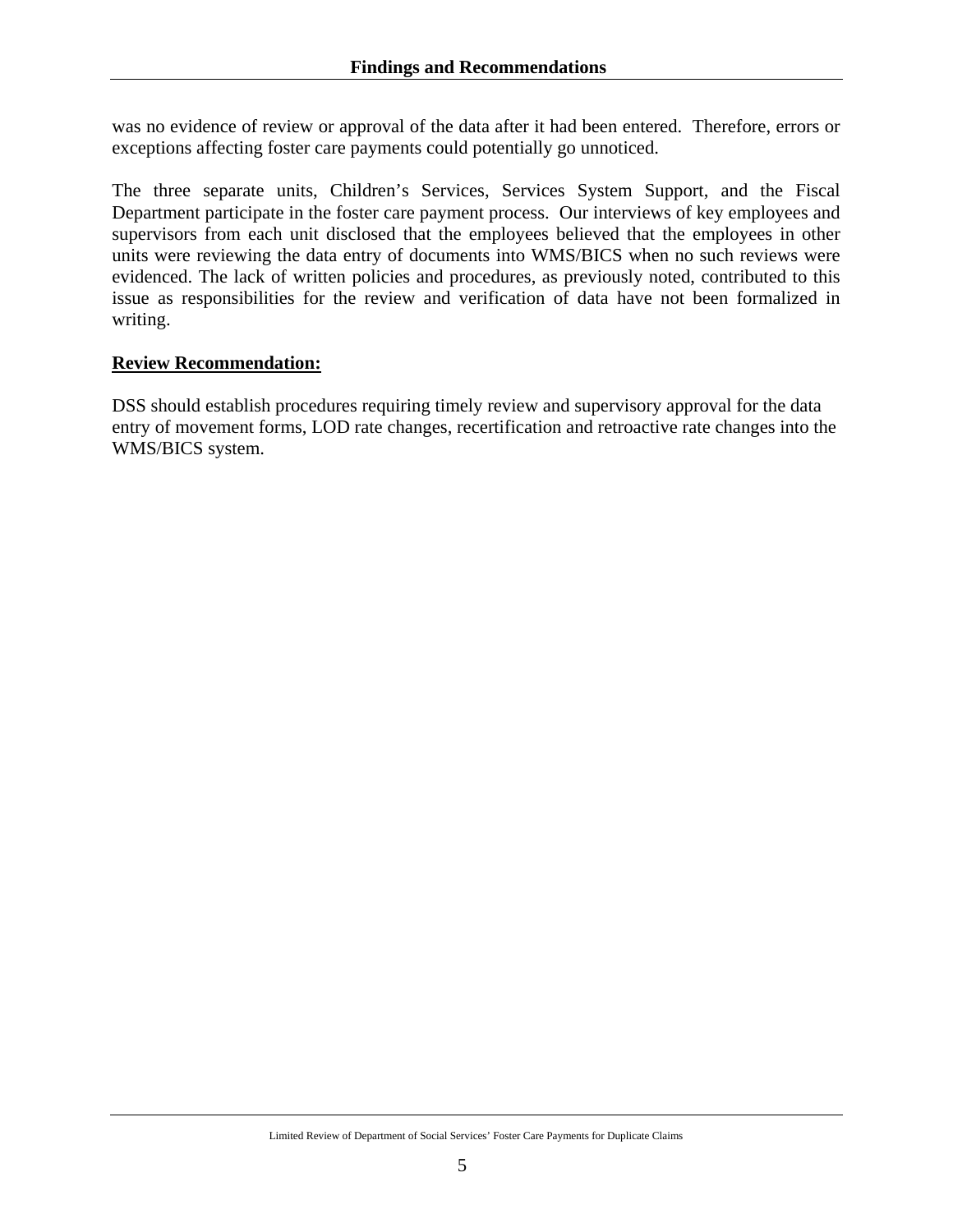was no evidence of review or approval of the data after it had been entered. Therefore, errors or exceptions affecting foster care payments could potentially go unnoticed.

The three separate units, Children's Services, Services System Support, and the Fiscal Department participate in the foster care payment process. Our interviews of key employees and supervisors from each unit disclosed that the employees believed that the employees in other units were reviewing the data entry of documents into WMS/BICS when no such reviews were evidenced. The lack of written policies and procedures, as previously noted, contributed to this issue as responsibilities for the review and verification of data have not been formalized in writing.

**Review Recommendation:**

DSS should establish procedures requiring timely review and supervisory approval for the data entry of movement forms, LOD rate changes, recertification and retroactive rate changes into the WMS/BICS system.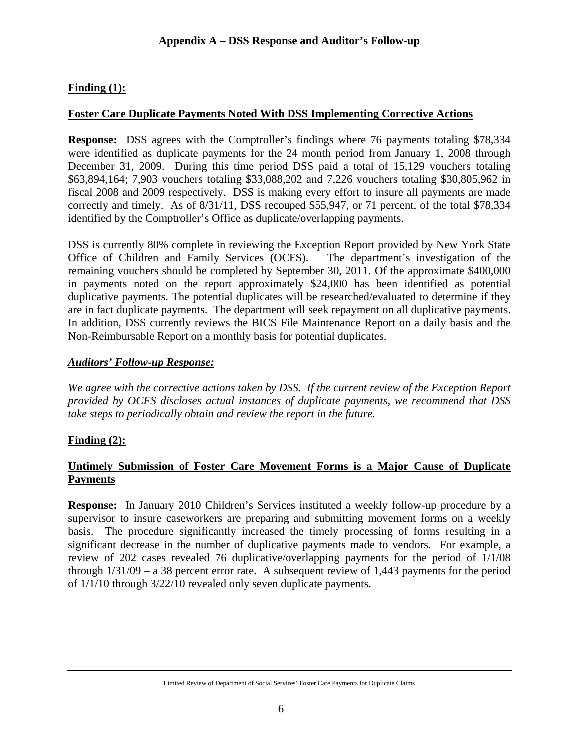## Appendix A – DSS Response and Auditor's Follow-up

**Finding (1):**

**Foster Care Duplicate Payments Noted With DSS Implementing Corrective Actions**

**Response:** DSS agrees with the Comptroller's findings where 76 payments totaling $78,334 were identified as duplicate payments for the 24 month period from January 1, 2008 through December 31, 2009. During this time period DSS paid a total of 15,129 vouchers totaling $63,894,164; 7,903 vouchers totaling $33,088,202 and 7,226 vouchers totaling $30,805,962 in fiscal 2008 and 2009 respectively. DSS is making every effort to insure all payments are made correctly and timely. As of 8/31/11, DSS recouped $55,947, or 71 percent, of the total $78,334 identified by the Comptroller's Office as duplicate/overlapping payments.

DSS is currently 80% complete in reviewing the Exception Report provided by New York State Office of Children and Family Services (OCFS). The department's investigation of the remaining vouchers should be completed by September 30, 2011. Of the approximate $400,000 in payments noted on the report approximately $24,000 has been identified as potential duplicative payments. The potential duplicates will be researched/evaluated to determine if they are in fact duplicate payments. The department will seek repayment on all duplicative payments. In addition, DSS currently reviews the BICS File Maintenance Report on a daily basis and the Non-Reimbursable Report on a monthly basis for potential duplicates.

***Auditors' Follow-up Response:***

*We agree with the corrective actions taken by DSS. If the current review of the Exception Report provided by OCFS discloses actual instances of duplicate payments, we recommend that DSS take steps to periodically obtain and review the report in the future.*

**Finding (2):**

**Untimely Submission of Foster Care Movement Forms is a Major Cause of Duplicate Payments**

**Response:** In January 2010 Children's Services instituted a weekly follow-up procedure by a supervisor to insure caseworkers are preparing and submitting movement forms on a weekly basis. The procedure significantly increased the timely processing of forms resulting in a significant decrease in the number of duplicative payments made to vendors. For example, a review of 202 cases revealed 76 duplicative/overlapping payments for the period of 1/1/08 through 1/31/09 – a 38 percent error rate. A subsequent review of 1,443 payments for the period of 1/1/10 through 3/22/10 revealed only seven duplicate payments.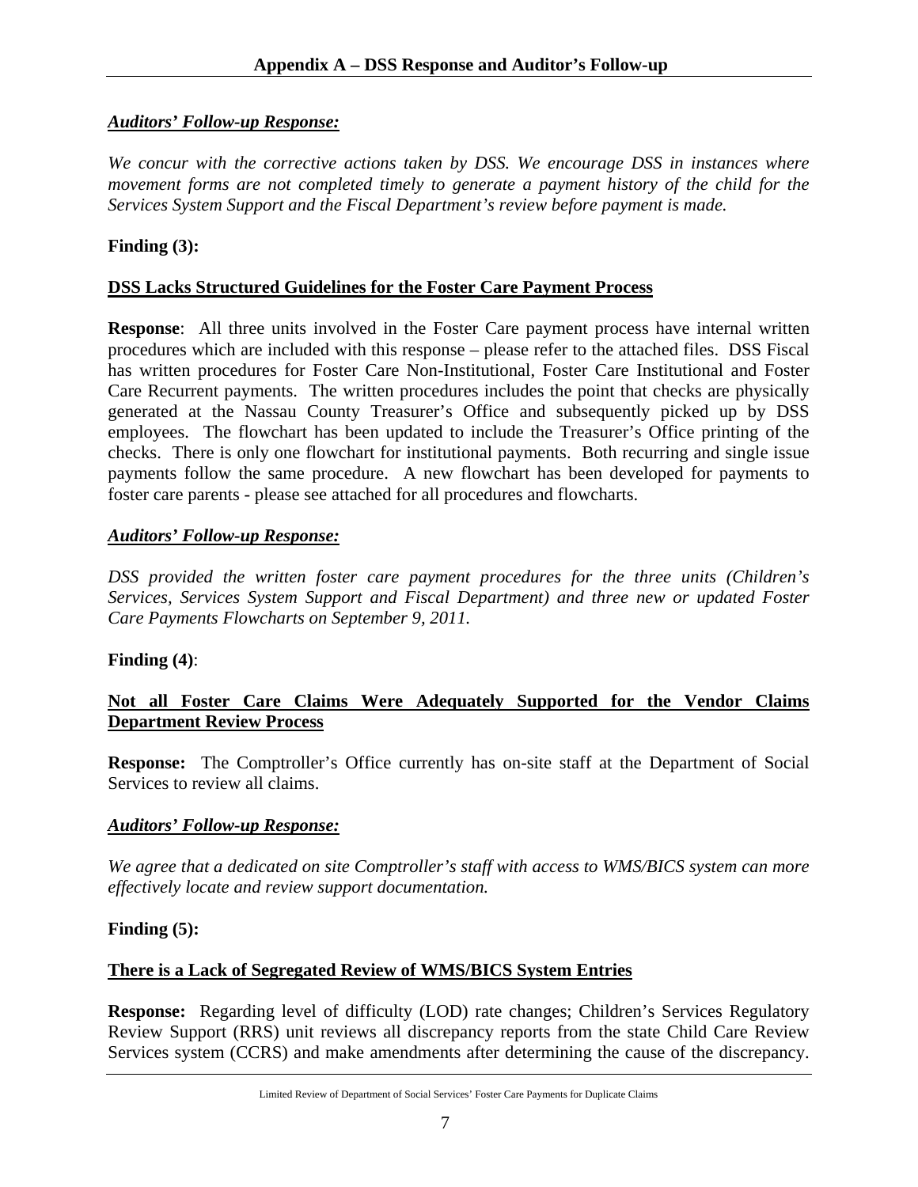## Appendix A – DSS Response and Auditor's Follow-up

***Auditors' Follow-up Response:***

*We concur with the corrective actions taken by DSS. We encourage DSS in instances where movement forms are not completed timely to generate a payment history of the child for the Services System Support and the Fiscal Department's review before payment is made.*

**Finding (3):**

**DSS Lacks Structured Guidelines for the Foster Care Payment Process**

**Response**: All three units involved in the Foster Care payment process have internal written procedures which are included with this response – please refer to the attached files. DSS Fiscal has written procedures for Foster Care Non-Institutional, Foster Care Institutional and Foster Care Recurrent payments. The written procedures includes the point that checks are physically generated at the Nassau County Treasurer's Office and subsequently picked up by DSS employees. The flowchart has been updated to include the Treasurer's Office printing of the checks. There is only one flowchart for institutional payments. Both recurring and single issue payments follow the same procedure. A new flowchart has been developed for payments to foster care parents - please see attached for all procedures and flowcharts.

***Auditors' Follow-up Response:***

*DSS provided the written foster care payment procedures for the three units (Children's Services, Services System Support and Fiscal Department) and three new or updated Foster Care Payments Flowcharts on September 9, 2011.*

**Finding (4)**:

**Not all Foster Care Claims Were Adequately Supported for the Vendor Claims Department Review Process**

**Response:** The Comptroller's Office currently has on-site staff at the Department of Social Services to review all claims.

***Auditors' Follow-up Response:***

*We agree that a dedicated on site Comptroller's staff with access to WMS/BICS system can more effectively locate and review support documentation.*

**Finding (5):**

**There is a Lack of Segregated Review of WMS/BICS System Entries**

**Response:** Regarding level of difficulty (LOD) rate changes; Children's Services Regulatory Review Support (RRS) unit reviews all discrepancy reports from the state Child Care Review Services system (CCRS) and make amendments after determining the cause of the discrepancy.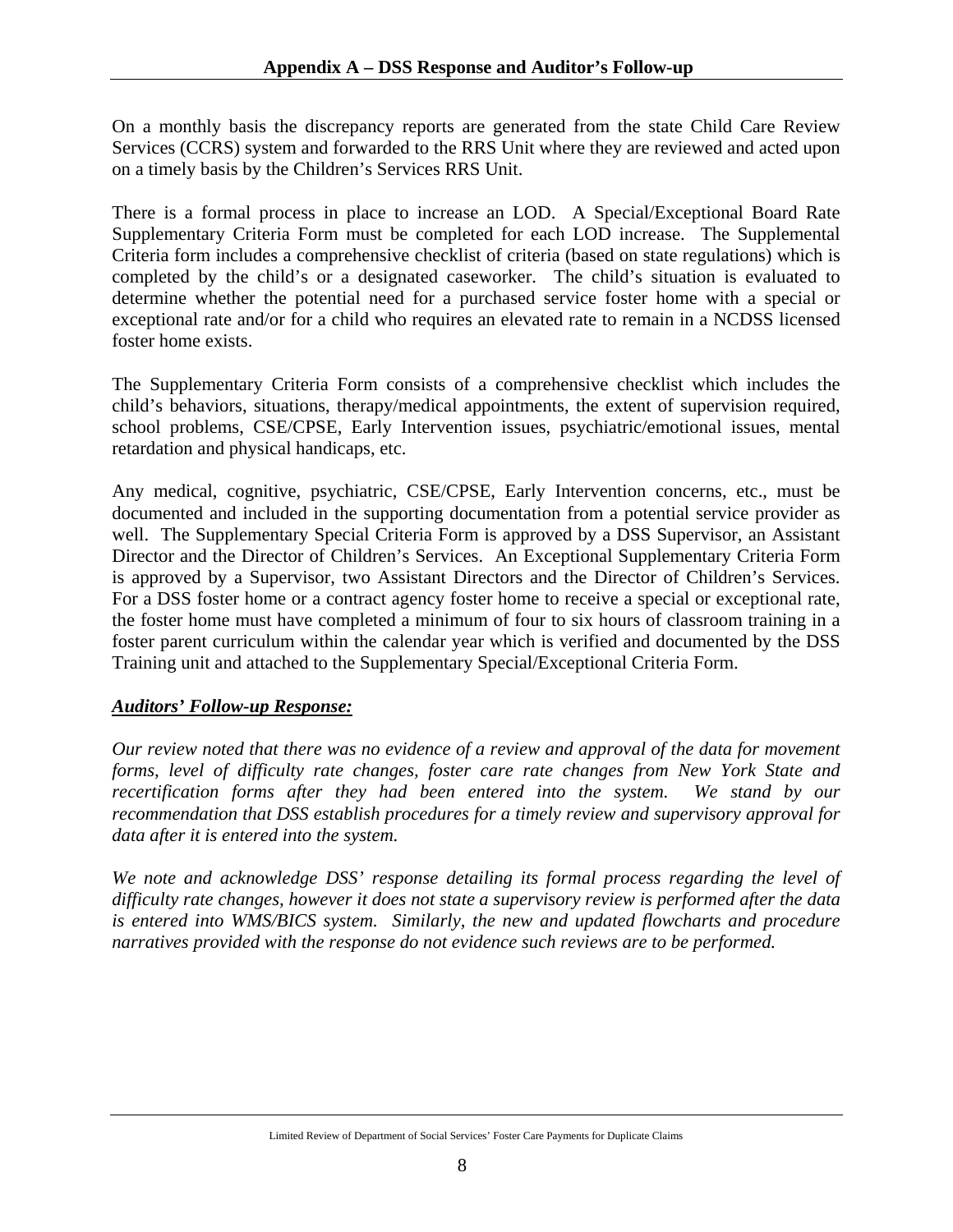## Appendix A – DSS Response and Auditor's Follow-up

On a monthly basis the discrepancy reports are generated from the state Child Care Review Services (CCRS) system and forwarded to the RRS Unit where they are reviewed and acted upon on a timely basis by the Children's Services RRS Unit.

There is a formal process in place to increase an LOD. A Special/Exceptional Board Rate Supplementary Criteria Form must be completed for each LOD increase. The Supplemental Criteria form includes a comprehensive checklist of criteria (based on state regulations) which is completed by the child's or a designated caseworker. The child's situation is evaluated to determine whether the potential need for a purchased service foster home with a special or exceptional rate and/or for a child who requires an elevated rate to remain in a NCDSS licensed foster home exists.

The Supplementary Criteria Form consists of a comprehensive checklist which includes the child's behaviors, situations, therapy/medical appointments, the extent of supervision required, school problems, CSE/CPSE, Early Intervention issues, psychiatric/emotional issues, mental retardation and physical handicaps, etc.

Any medical, cognitive, psychiatric, CSE/CPSE, Early Intervention concerns, etc., must be documented and included in the supporting documentation from a potential service provider as well. The Supplementary Special Criteria Form is approved by a DSS Supervisor, an Assistant Director and the Director of Children's Services. An Exceptional Supplementary Criteria Form is approved by a Supervisor, two Assistant Directors and the Director of Children's Services. For a DSS foster home or a contract agency foster home to receive a special or exceptional rate, the foster home must have completed a minimum of four to six hours of classroom training in a foster parent curriculum within the calendar year which is verified and documented by the DSS Training unit and attached to the Supplementary Special/Exceptional Criteria Form.

***Auditors' Follow-up Response:***

*Our review noted that there was no evidence of a review and approval of the data for movement forms, level of difficulty rate changes, foster care rate changes from New York State and recertification forms after they had been entered into the system. We stand by our recommendation that DSS establish procedures for a timely review and supervisory approval for data after it is entered into the system.*

*We note and acknowledge DSS' response detailing its formal process regarding the level of difficulty rate changes, however it does not state a supervisory review is performed after the data is entered into WMS/BICS system. Similarly, the new and updated flowcharts and procedure narratives provided with the response do not evidence such reviews are to be performed.*